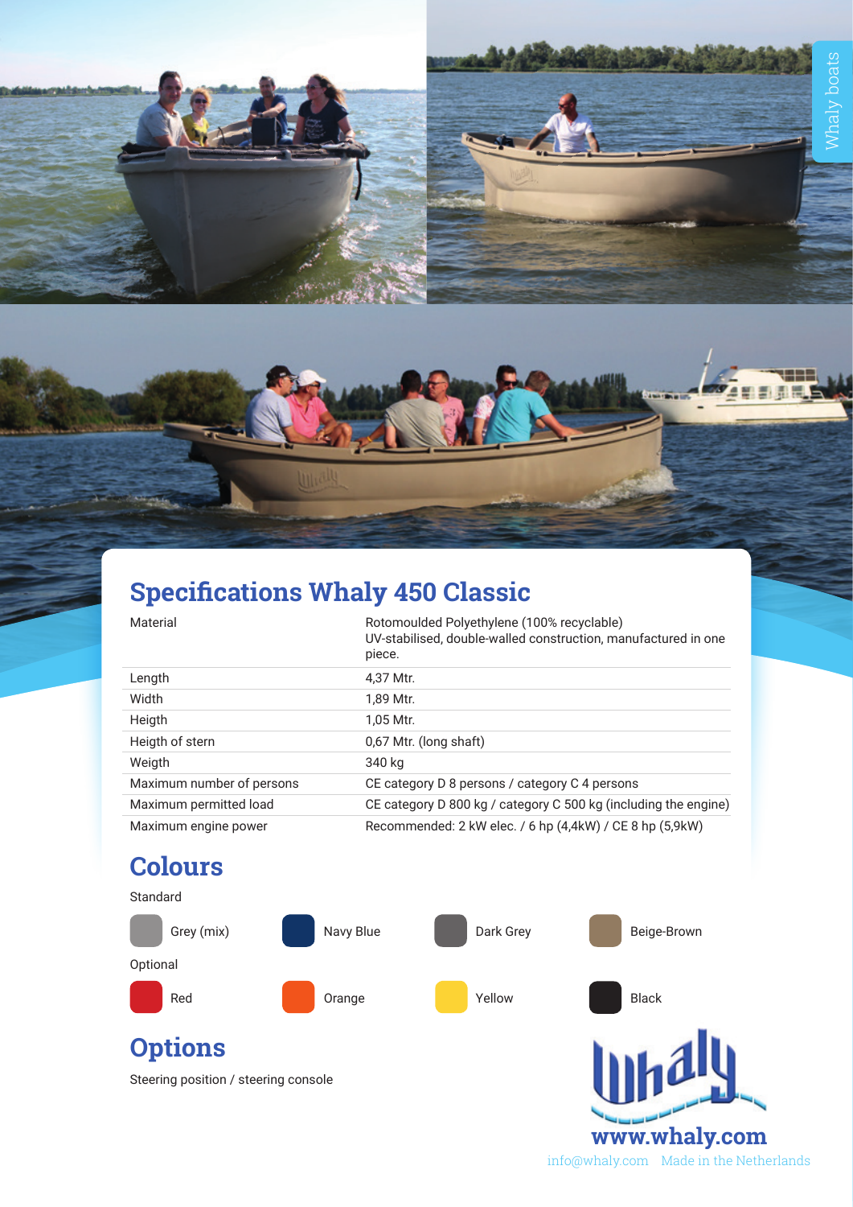Whaly boats

# Specifications Whaly 450 Classic

| | |
|---|---|
| Material | Rotomoulded Polyethylene (100% recyclable)<br>UV-stabilised, double-walled construction, manufactured in one piece. |
| Length | 4,37 Mtr. |
| Width | 1,89 Mtr. |
| Heigth | 1,05 Mtr. |
| Heigth of stern | 0,67 Mtr. (long shaft) |
| Weigth | 340 kg |
| Maximum number of persons | CE category D 8 persons / category C 4 persons |
| Maximum permitted load | CE category D 800 kg / category C 500 kg (including the engine) |
| Maximum engine power | Recommended: 2 kW elec. / 6 hp (4,4kW) / CE 8 hp (5,9kW) |

## Colours

Standard

Grey (mix) — Navy Blue — Dark Grey — Beige-Brown

Optional

Red — Orange — Yellow — Black

## Options

Steering position / steering console

Whaly

www.whaly.com

info@whaly.com Made in the Netherlands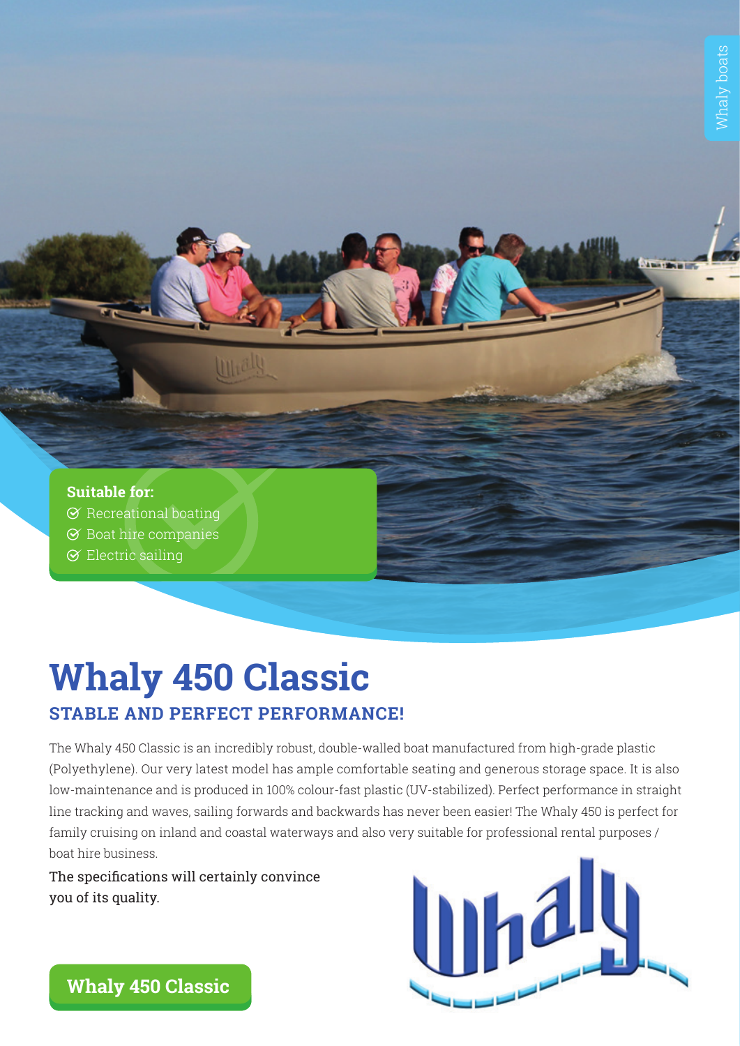**Suitable for:**

- Recreational boating
- Boat hire companies
- Electric sailing

# Whaly 450 Classic

## STABLE AND PERFECT PERFORMANCE!

The Whaly 450 Classic is an incredibly robust, double-walled boat manufactured from high-grade plastic (Polyethylene). Our very latest model has ample comfortable seating and generous storage space. It is also low-maintenance and is produced in 100% colour-fast plastic (UV-stabilized). Perfect performance in straight line tracking and waves, sailing forwards and backwards has never been easier! The Whaly 450 is perfect for family cruising on inland and coastal waterways and also very suitable for professional rental purposes / boat hire business.

The specifications will certainly convince you of its quality.

**Whaly 450 Classic**